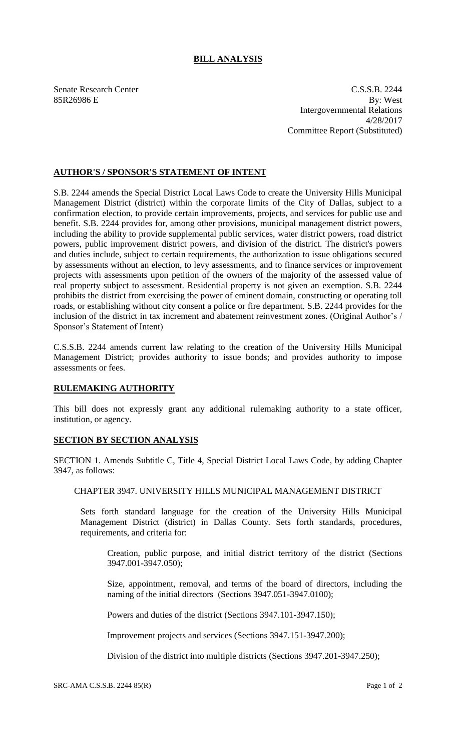# BILL ANALYSIS

Senate Research Center C.S.S.B. 2244
85R26986 E By: West
Intergovernmental Relations
4/28/2017
Committee Report (Substituted)

## AUTHOR'S / SPONSOR'S STATEMENT OF INTENT

S.B. 2244 amends the Special District Local Laws Code to create the University Hills Municipal Management District (district) within the corporate limits of the City of Dallas, subject to a confirmation election, to provide certain improvements, projects, and services for public use and benefit. S.B. 2244 provides for, among other provisions, municipal management district powers, including the ability to provide supplemental public services, water district powers, road district powers, public improvement district powers, and division of the district. The district's powers and duties include, subject to certain requirements, the authorization to issue obligations secured by assessments without an election, to levy assessments, and to finance services or improvement projects with assessments upon petition of the owners of the majority of the assessed value of real property subject to assessment. Residential property is not given an exemption. S.B. 2244 prohibits the district from exercising the power of eminent domain, constructing or operating toll roads, or establishing without city consent a police or fire department. S.B. 2244 provides for the inclusion of the district in tax increment and abatement reinvestment zones. (Original Author's / Sponsor's Statement of Intent)

C.S.S.B. 2244 amends current law relating to the creation of the University Hills Municipal Management District; provides authority to issue bonds; and provides authority to impose assessments or fees.

## RULEMAKING AUTHORITY

This bill does not expressly grant any additional rulemaking authority to a state officer, institution, or agency.

## SECTION BY SECTION ANALYSIS

SECTION 1. Amends Subtitle C, Title 4, Special District Local Laws Code, by adding Chapter 3947, as follows:

CHAPTER 3947. UNIVERSITY HILLS MUNICIPAL MANAGEMENT DISTRICT

Sets forth standard language for the creation of the University Hills Municipal Management District (district) in Dallas County. Sets forth standards, procedures, requirements, and criteria for:

Creation, public purpose, and initial district territory of the district (Sections 3947.001-3947.050);

Size, appointment, removal, and terms of the board of directors, including the naming of the initial directors (Sections 3947.051-3947.0100);

Powers and duties of the district (Sections 3947.101-3947.150);

Improvement projects and services (Sections 3947.151-3947.200);

Division of the district into multiple districts (Sections 3947.201-3947.250);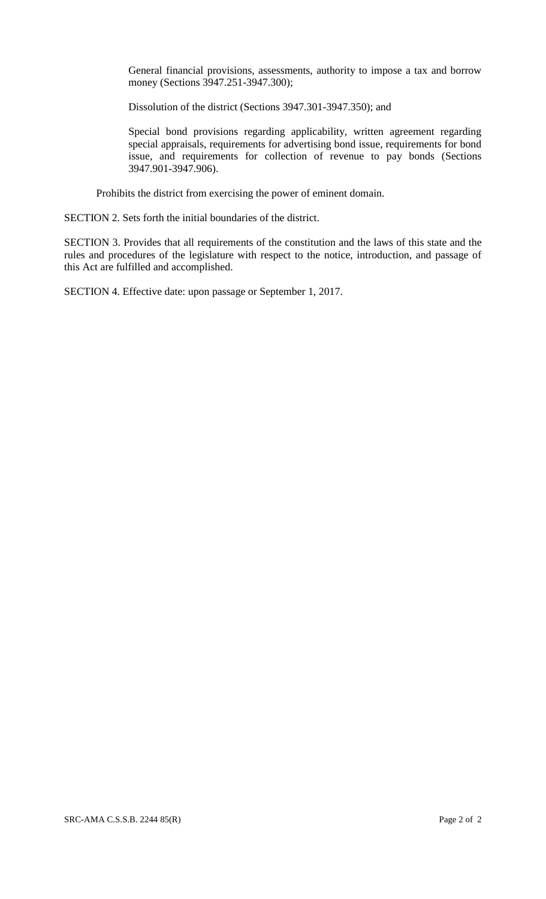General financial provisions, assessments, authority to impose a tax and borrow money (Sections 3947.251-3947.300);

Dissolution of the district (Sections 3947.301-3947.350); and

Special bond provisions regarding applicability, written agreement regarding special appraisals, requirements for advertising bond issue, requirements for bond issue, and requirements for collection of revenue to pay bonds (Sections 3947.901-3947.906).

Prohibits the district from exercising the power of eminent domain.

SECTION 2. Sets forth the initial boundaries of the district.

SECTION 3. Provides that all requirements of the constitution and the laws of this state and the rules and procedures of the legislature with respect to the notice, introduction, and passage of this Act are fulfilled and accomplished.

SECTION 4. Effective date: upon passage or September 1, 2017.